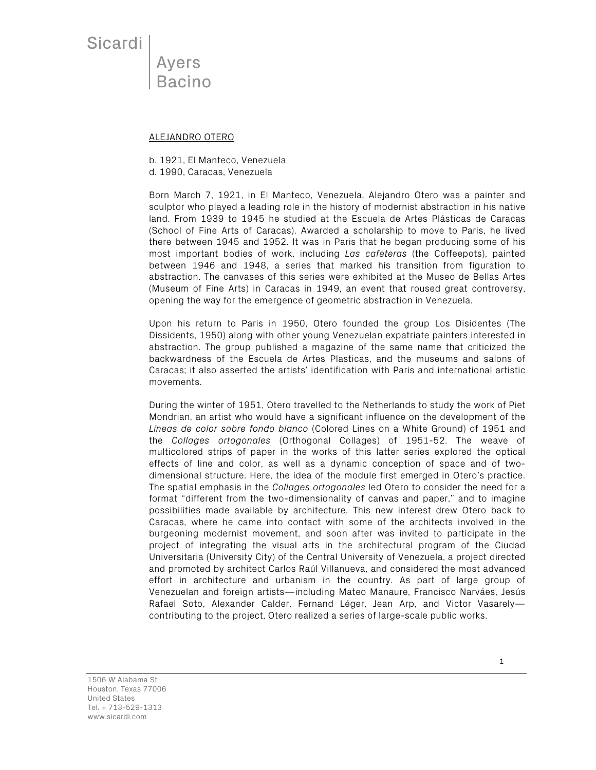Sicardi | Ayers | Bacino

ALEJANDRO OTERO

b. 1921, El Manteco, Venezuela
d. 1990, Caracas, Venezuela

Born March 7, 1921, in El Manteco, Venezuela, Alejandro Otero was a painter and sculptor who played a leading role in the history of modernist abstraction in his native land. From 1939 to 1945 he studied at the Escuela de Artes Plásticas de Caracas (School of Fine Arts of Caracas). Awarded a scholarship to move to Paris, he lived there between 1945 and 1952. It was in Paris that he began producing some of his most important bodies of work, including *Las cafeteras* (the Coffeepots), painted between 1946 and 1948, a series that marked his transition from figuration to abstraction. The canvases of this series were exhibited at the Museo de Bellas Artes (Museum of Fine Arts) in Caracas in 1949, an event that roused great controversy, opening the way for the emergence of geometric abstraction in Venezuela.

Upon his return to Paris in 1950, Otero founded the group Los Disidentes (The Dissidents, 1950) along with other young Venezuelan expatriate painters interested in abstraction. The group published a magazine of the same name that criticized the backwardness of the Escuela de Artes Plasticas, and the museums and salons of Caracas; it also asserted the artists' identification with Paris and international artistic movements.

During the winter of 1951, Otero travelled to the Netherlands to study the work of Piet Mondrian, an artist who would have a significant influence on the development of the *Líneas de color sobre fondo blanco* (Colored Lines on a White Ground) of 1951 and the *Collages ortogonales* (Orthogonal Collages) of 1951-52. The weave of multicolored strips of paper in the works of this latter series explored the optical effects of line and color, as well as a dynamic conception of space and of two-dimensional structure. Here, the idea of the module first emerged in Otero's practice. The spatial emphasis in the *Collages ortogonales* led Otero to consider the need for a format "different from the two-dimensionality of canvas and paper," and to imagine possibilities made available by architecture. This new interest drew Otero back to Caracas, where he came into contact with some of the architects involved in the burgeoning modernist movement, and soon after was invited to participate in the project of integrating the visual arts in the architectural program of the Ciudad Universitaria (University City) of the Central University of Venezuela, a project directed and promoted by architect Carlos Raúl Villanueva, and considered the most advanced effort in architecture and urbanism in the country. As part of large group of Venezuelan and foreign artists—including Mateo Manaure, Francisco Narváes, Jesús Rafael Soto, Alexander Calder, Fernand Léger, Jean Arp, and Victor Vasarely—contributing to the project, Otero realized a series of large-scale public works.

1506 W Alabama St
Houston, Texas 77006
United States
Tel. + 713-529-1313
www.sicardi.com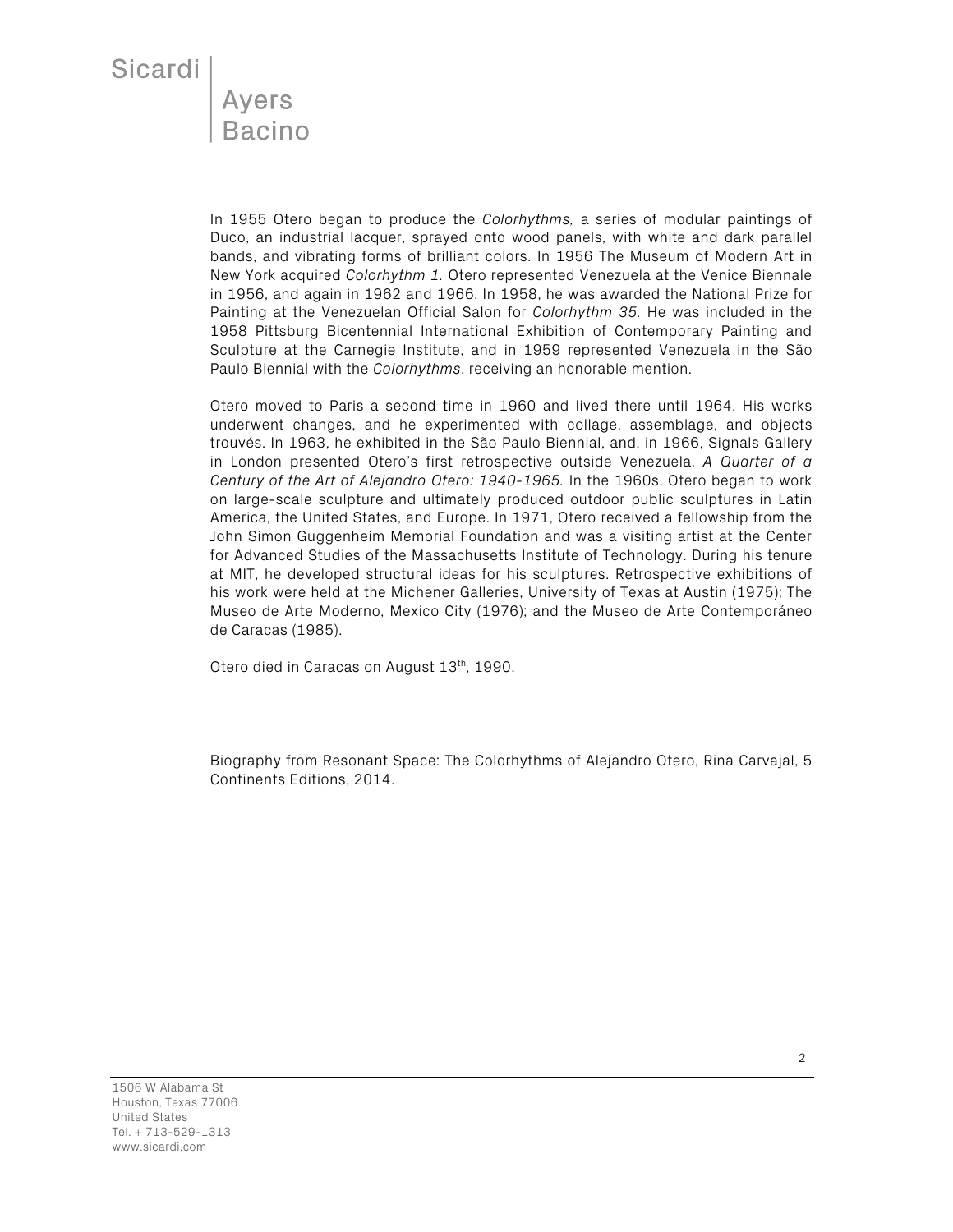In 1955 Otero began to produce the *Colorhythms,* a series of modular paintings of Duco, an industrial lacquer, sprayed onto wood panels, with white and dark parallel bands, and vibrating forms of brilliant colors. In 1956 The Museum of Modern Art in New York acquired *Colorhythm 1.* Otero represented Venezuela at the Venice Biennale in 1956, and again in 1962 and 1966. In 1958, he was awarded the National Prize for Painting at the Venezuelan Official Salon for *Colorhythm 35*. He was included in the 1958 Pittsburg Bicentennial International Exhibition of Contemporary Painting and Sculpture at the Carnegie Institute, and in 1959 represented Venezuela in the São Paulo Biennial with the *Colorhythms*, receiving an honorable mention.

Otero moved to Paris a second time in 1960 and lived there until 1964. His works underwent changes, and he experimented with collage, assemblage, and objects trouvés. In 1963, he exhibited in the São Paulo Biennial, and, in 1966, Signals Gallery in London presented Otero's first retrospective outside Venezuela, *A Quarter of a Century of the Art of Alejandro Otero: 1940-1965*. In the 1960s, Otero began to work on large-scale sculpture and ultimately produced outdoor public sculptures in Latin America, the United States, and Europe. In 1971, Otero received a fellowship from the John Simon Guggenheim Memorial Foundation and was a visiting artist at the Center for Advanced Studies of the Massachusetts Institute of Technology. During his tenure at MIT, he developed structural ideas for his sculptures. Retrospective exhibitions of his work were held at the Michener Galleries, University of Texas at Austin (1975); The Museo de Arte Moderno, Mexico City (1976); and the Museo de Arte Contemporáneo de Caracas (1985).

Otero died in Caracas on August 13th, 1990.

Biography from Resonant Space: The Colorhythms of Alejandro Otero, Rina Carvajal, 5 Continents Editions, 2014.